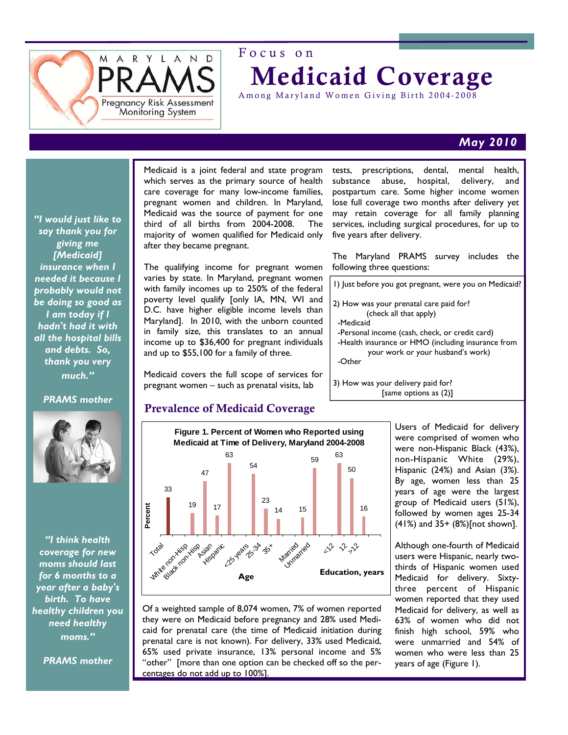# Focus on Medicaid Coverage

Among Maryland Women Giving Birth 2004-2008

**May 2010**

*"I would just like to say thank you for giving me [Medicaid] insurance when I needed it because I probably would not be doing so good as I am today if I hadn't had it with all the hospital bills and debts. So, thank you very much."*

*PRAMS mother*

*"I think health coverage for new moms should last for 6 months to a year after a baby's birth. To have healthy children you need healthy moms."*

*PRAMS mother*

Medicaid is a joint federal and state program which serves as the primary source of health care coverage for many low-income families, pregnant women and children. In Maryland, Medicaid was the source of payment for one third of all births from 2004-2008. The majority of women qualified for Medicaid only after they became pregnant.

The qualifying income for pregnant women varies by state. In Maryland, pregnant women with family incomes up to 250% of the federal poverty level qualify [only IA, MN, WI and D.C. have higher eligible income levels than Maryland]. In 2010, with the unborn counted in family size, this translates to an annual income up to $36,400 for pregnant individuals and up to $55,100 for a family of three.

Medicaid covers the full scope of services for pregnant women – such as prenatal visits, lab tests, prescriptions, dental, mental health, substance abuse, hospital, delivery, and postpartum care. Some higher income women lose full coverage two months after delivery yet may retain coverage for all family planning services, including surgical procedures, for up to five years after delivery.

The Maryland PRAMS survey includes the following three questions:

1) Just before you got pregnant, were you on Medicaid?

2) How was your prenatal care paid for?
(check all that apply)
- Medicaid
- Personal income (cash, check, or credit card)
- Health insurance or HMO (including insurance from your work or your husband's work)
- Other

3) How was your delivery paid for?
[same options as (2)]

## Prevalence of Medicaid Coverage

**Figure 1. Percent of Women who Reported using Medicaid at Time of Delivery, Maryland 2004-2008**

| Group | Percent |
|---|---|
| Total | 33 |
| White non-Hisp | 19 |
| Black non-Hisp | 47 |
| Asian | 17 |
| Hispanic | 63 |
| Age <25 years | 54 |
| Age 25-34 | 23 |
| Age 35+ | 14 |
| Married | 15 |
| Unmarried | 59 |
| Education <12 years | 63 |
| Education 12 years | 50 |
| Education >12 years | 16 |

Of a weighted sample of 8,074 women, 7% of women reported they were on Medicaid before pregnancy and 28% used Medicaid for prenatal care (the time of Medicaid initiation during prenatal care is not known). For delivery, 33% used Medicaid, 65% used private insurance, 13% personal income and 5% "other" [more than one option can be checked off so the percentages do not add up to 100%].

Users of Medicaid for delivery were comprised of women who were non-Hispanic Black (43%), non-Hispanic White (29%), Hispanic (24%) and Asian (3%). By age, women less than 25 years of age were the largest group of Medicaid users (51%), followed by women ages 25-34 (41%) and 35+ (8%)[not shown].

Although one-fourth of Medicaid users were Hispanic, nearly two-thirds of Hispanic women used Medicaid for delivery. Sixty-three percent of Hispanic women reported that they used Medicaid for delivery, as well as 63% of women who did not finish high school, 59% who were unmarried and 54% of women who were less than 25 years of age (Figure 1).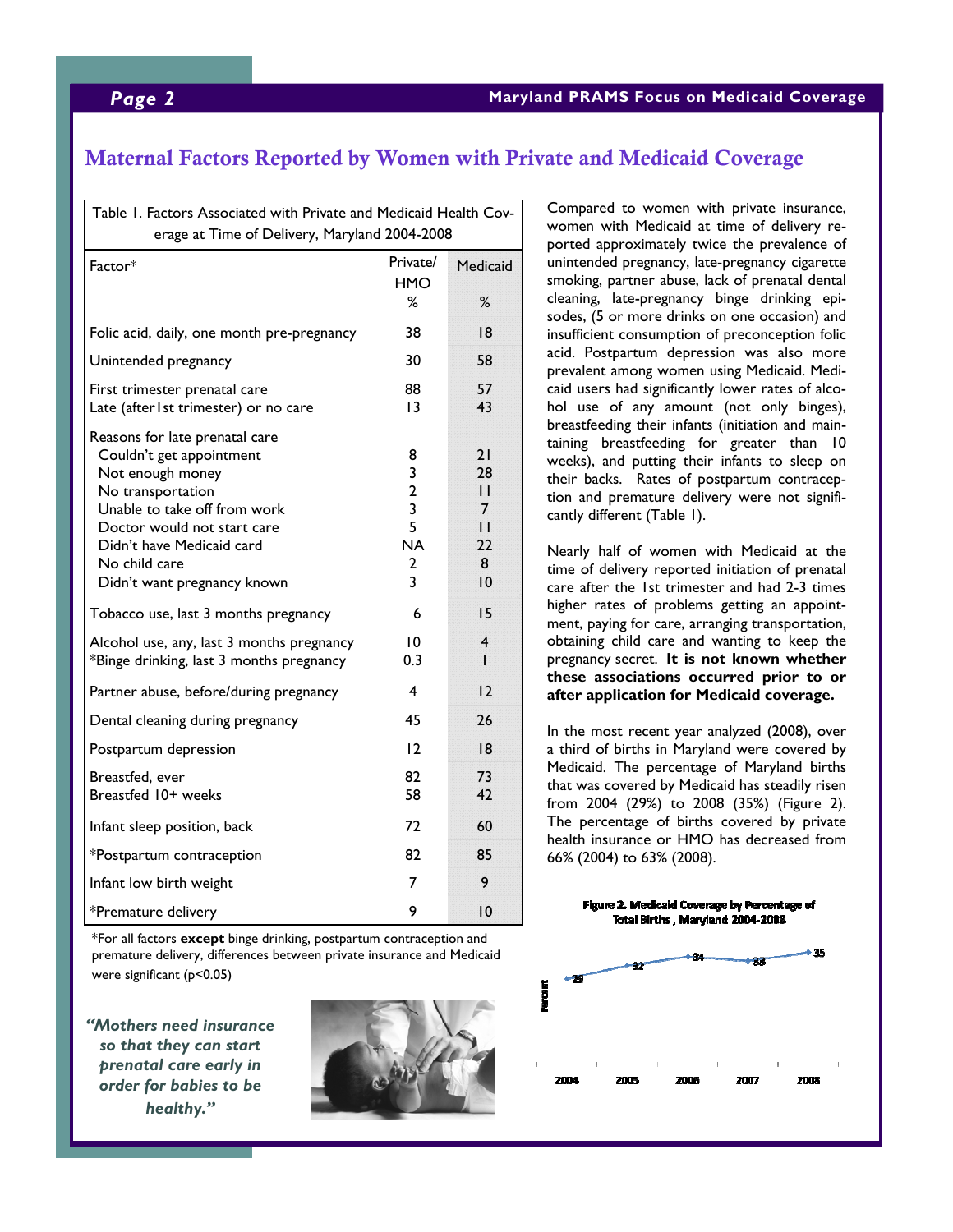## Maternal Factors Reported by Women with Private and Medicaid Coverage

Table 1. Factors Associated with Private and Medicaid Health Coverage at Time of Delivery, Maryland 2004-2008

| Factor* | Private/ HMO % | Medicaid % |
|---|---|---|
| Folic acid, daily, one month pre-pregnancy | 38 | 18 |
| Unintended pregnancy | 30 | 58 |
| First trimester prenatal care | 88 | 57 |
| Late (after 1st trimester) or no care | 13 | 43 |
| Reasons for late prenatal care | | |
| Couldn't get appointment | 8 | 21 |
| Not enough money | 3 | 28 |
| No transportation | 2 | 11 |
| Unable to take off from work | 3 | 7 |
| Doctor would not start care | 5 | 11 |
| Didn't have Medicaid card | NA | 22 |
| No child care | 2 | 8 |
| Didn't want pregnancy known | 3 | 10 |
| Tobacco use, last 3 months pregnancy | 6 | 15 |
| Alcohol use, any, last 3 months pregnancy | 10 | 4 |
| *Binge drinking, last 3 months pregnancy | 0.3 | 1 |
| Partner abuse, before/during pregnancy | 4 | 12 |
| Dental cleaning during pregnancy | 45 | 26 |
| Postpartum depression | 12 | 18 |
| Breastfed, ever | 82 | 73 |
| Breastfed 10+ weeks | 58 | 42 |
| Infant sleep position, back | 72 | 60 |
| *Postpartum contraception | 82 | 85 |
| Infant low birth weight | 7 | 9 |
| *Premature delivery | 9 | 10 |

*For all factors **except** binge drinking, postpartum contraception and premature delivery, differences between private insurance and Medicaid were significant ($p<0.05$)

*"Mothers need insurance so that they can start prenatal care early in order for babies to be healthy."*

Compared to women with private insurance, women with Medicaid at time of delivery reported approximately twice the prevalence of unintended pregnancy, late-pregnancy cigarette smoking, partner abuse, lack of prenatal dental cleaning, late-pregnancy binge drinking episodes, (5 or more drinks on one occasion) and insufficient consumption of preconception folic acid. Postpartum depression was also more prevalent among women using Medicaid. Medicaid users had significantly lower rates of alcohol use of any amount (not only binges), breastfeeding their infants (initiation and maintaining breastfeeding for greater than 10 weeks), and putting their infants to sleep on their backs. Rates of postpartum contraception and premature delivery were not significantly different (Table 1).

Nearly half of women with Medicaid at the time of delivery reported initiation of prenatal care after the 1st trimester and had 2-3 times higher rates of problems getting an appointment, paying for care, arranging transportation, obtaining child care and wanting to keep the pregnancy secret. **It is not known whether these associations occurred prior to or after application for Medicaid coverage.**

In the most recent year analyzed (2008), over a third of births in Maryland were covered by Medicaid. The percentage of Maryland births that was covered by Medicaid has steadily risen from 2004 (29%) to 2008 (35%) (Figure 2). The percentage of births covered by private health insurance or HMO has decreased from 66% (2004) to 63% (2008).

**Figure 2. Medicaid Coverage by Percentage of Total Births, Maryland 2004-2008**

| Year | Percent |
|---|---|
| 2004 | 29 |
| 2005 | 32 |
| 2006 | 34 |
| 2007 | 33 |
| 2008 | 35 |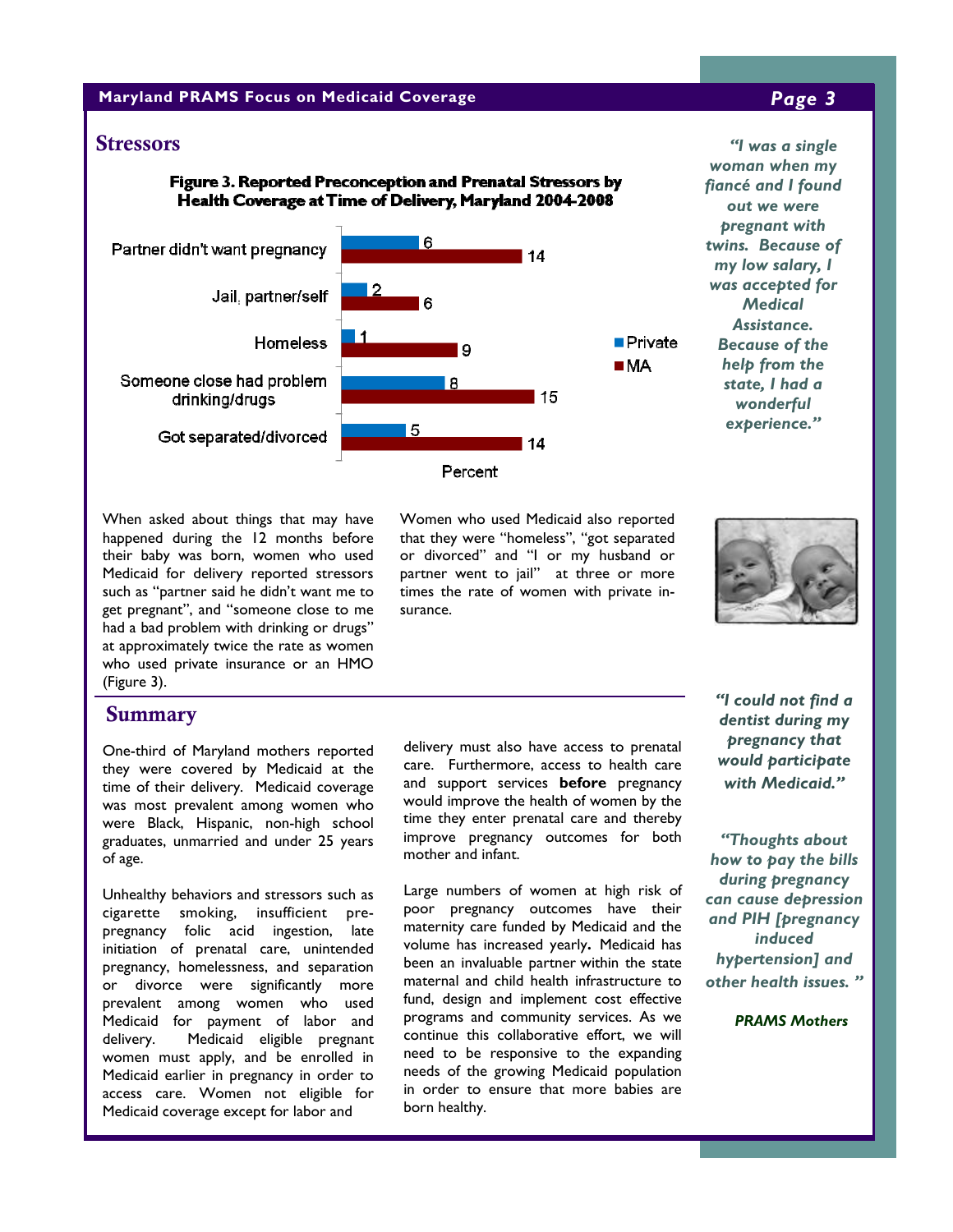## Stressors

**Figure 3. Reported Preconception and Prenatal Stressors by Health Coverage at Time of Delivery, Maryland 2004-2008**

| Stressor | Private | MA |
|---|---|---|
| Partner didn't want pregnancy | 6 | 14 |
| Jail, partner/self | 2 | 6 |
| Homeless | 1 | 9 |
| Someone close had problem drinking/drugs | 8 | 15 |
| Got separated/divorced | 5 | 14 |

Percent

When asked about things that may have happened during the 12 months before their baby was born, women who used Medicaid for delivery reported stressors such as "partner said he didn't want me to get pregnant", and "someone close to me had a bad problem with drinking or drugs" at approximately twice the rate as women who used private insurance or an HMO (Figure 3).

Women who used Medicaid also reported that they were "homeless", "got separated or divorced" and "I or my husband or partner went to jail" at three or more times the rate of women with private insurance.

*"I was a single woman when my fiancé and I found out we were pregnant with twins. Because of my low salary, I was accepted for Medical Assistance. Because of the help from the state, I had a wonderful experience."*

## Summary

One-third of Maryland mothers reported they were covered by Medicaid at the time of their delivery. Medicaid coverage was most prevalent among women who were Black, Hispanic, non-high school graduates, unmarried and under 25 years of age.

Unhealthy behaviors and stressors such as cigarette smoking, insufficient pre-pregnancy folic acid ingestion, late initiation of prenatal care, unintended pregnancy, homelessness, and separation or divorce were significantly more prevalent among women who used Medicaid for payment of labor and delivery. Medicaid eligible pregnant women must apply, and be enrolled in Medicaid earlier in pregnancy in order to access care. Women not eligible for Medicaid coverage except for labor and delivery must also have access to prenatal care. Furthermore, access to health care and support services **before** pregnancy would improve the health of women by the time they enter prenatal care and thereby improve pregnancy outcomes for both mother and infant.

Large numbers of women at high risk of poor pregnancy outcomes have their maternity care funded by Medicaid and the volume has increased yearly**.** Medicaid has been an invaluable partner within the state maternal and child health infrastructure to fund, design and implement cost effective programs and community services. As we continue this collaborative effort, we will need to be responsive to the expanding needs of the growing Medicaid population in order to ensure that more babies are born healthy.

*"I could not find a dentist during my pregnancy that would participate with Medicaid."*

*"Thoughts about how to pay the bills during pregnancy can cause depression and PIH [pregnancy induced hypertension] and other health issues."*

*PRAMS Mothers*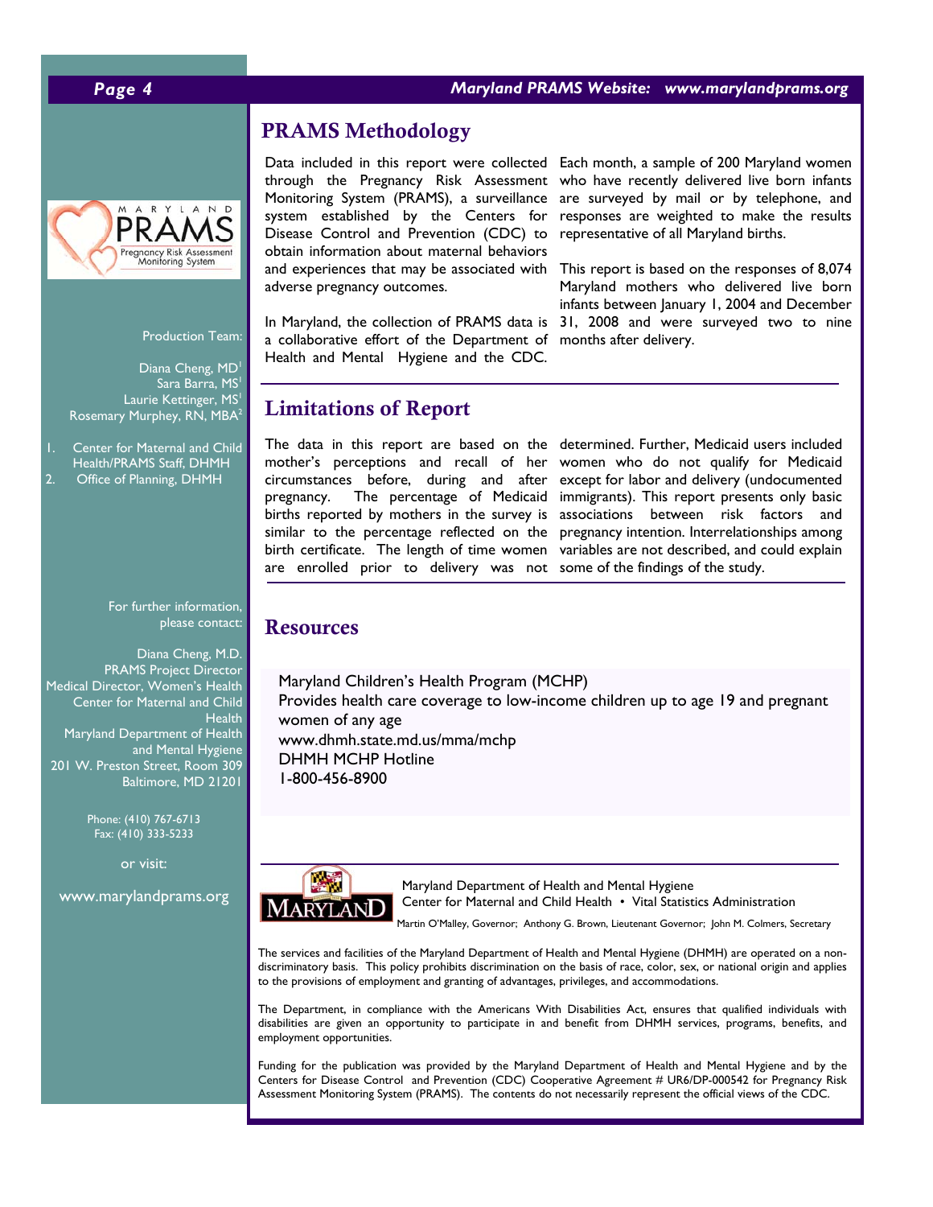## PRAMS Methodology

Data included in this report were collected through the Pregnancy Risk Assessment Monitoring System (PRAMS), a surveillance system established by the Centers for Disease Control and Prevention (CDC) to obtain information about maternal behaviors and experiences that may be associated with adverse pregnancy outcomes.

In Maryland, the collection of PRAMS data is a collaborative effort of the Department of Health and Mental Hygiene and the CDC.

Each month, a sample of 200 Maryland women who have recently delivered live born infants are surveyed by mail or by telephone, and responses are weighted to make the results representative of all Maryland births.

This report is based on the responses of 8,074 Maryland mothers who delivered live born infants between January 1, 2004 and December 31, 2008 and were surveyed two to nine months after delivery.

## Limitations of Report

The data in this report are based on the mother's perceptions and recall of her circumstances before, during and after pregnancy. The percentage of Medicaid births reported by mothers in the survey is similar to the percentage reflected on the birth certificate. The length of time women are enrolled prior to delivery was not determined. Further, Medicaid users included women who do not qualify for Medicaid except for labor and delivery (undocumented immigrants). This report presents only basic associations between risk factors and pregnancy intention. Interrelationships among variables are not described, and could explain some of the findings of the study.

## Resources

Maryland Children's Health Program (MCHP)
Provides health care coverage to low-income children up to age 19 and pregnant women of any age
www.dhmh.state.md.us/mma/mchp
DHMH MCHP Hotline
1-800-456-8900

MARYLAND PRAMS
Pregnancy Risk Assessment Monitoring System

Production Team:

Diana Cheng, MD[1]
Sara Barra, MS[1]
Laurie Kettinger, MS[1]
Rosemary Murphey, RN, MBA[2]

1. Center for Maternal and Child Health/PRAMS Staff, DHMH
2. Office of Planning, DHMH

For further information, please contact:

Diana Cheng, M.D.
PRAMS Project Director
Medical Director, Women's Health
Center for Maternal and Child Health
Maryland Department of Health and Mental Hygiene
201 W. Preston Street, Room 309
Baltimore, MD 21201

Phone: (410) 767-6713
Fax: (410) 333-5233

or visit:

www.marylandprams.org

MARYLAND

Maryland Department of Health and Mental Hygiene
Center for Maternal and Child Health • Vital Statistics Administration
Martin O'Malley, Governor; Anthony G. Brown, Lieutenant Governor; John M. Colmers, Secretary

The services and facilities of the Maryland Department of Health and Mental Hygiene (DHMH) are operated on a non-discriminatory basis. This policy prohibits discrimination on the basis of race, color, sex, or national origin and applies to the provisions of employment and granting of advantages, privileges, and accommodations.

The Department, in compliance with the Americans With Disabilities Act, ensures that qualified individuals with disabilities are given an opportunity to participate in and benefit from DHMH services, programs, benefits, and employment opportunities.

Funding for the publication was provided by the Maryland Department of Health and Mental Hygiene and by the Centers for Disease Control and Prevention (CDC) Cooperative Agreement # UR6/DP-000542 for Pregnancy Risk Assessment Monitoring System (PRAMS). The contents do not necessarily represent the official views of the CDC.